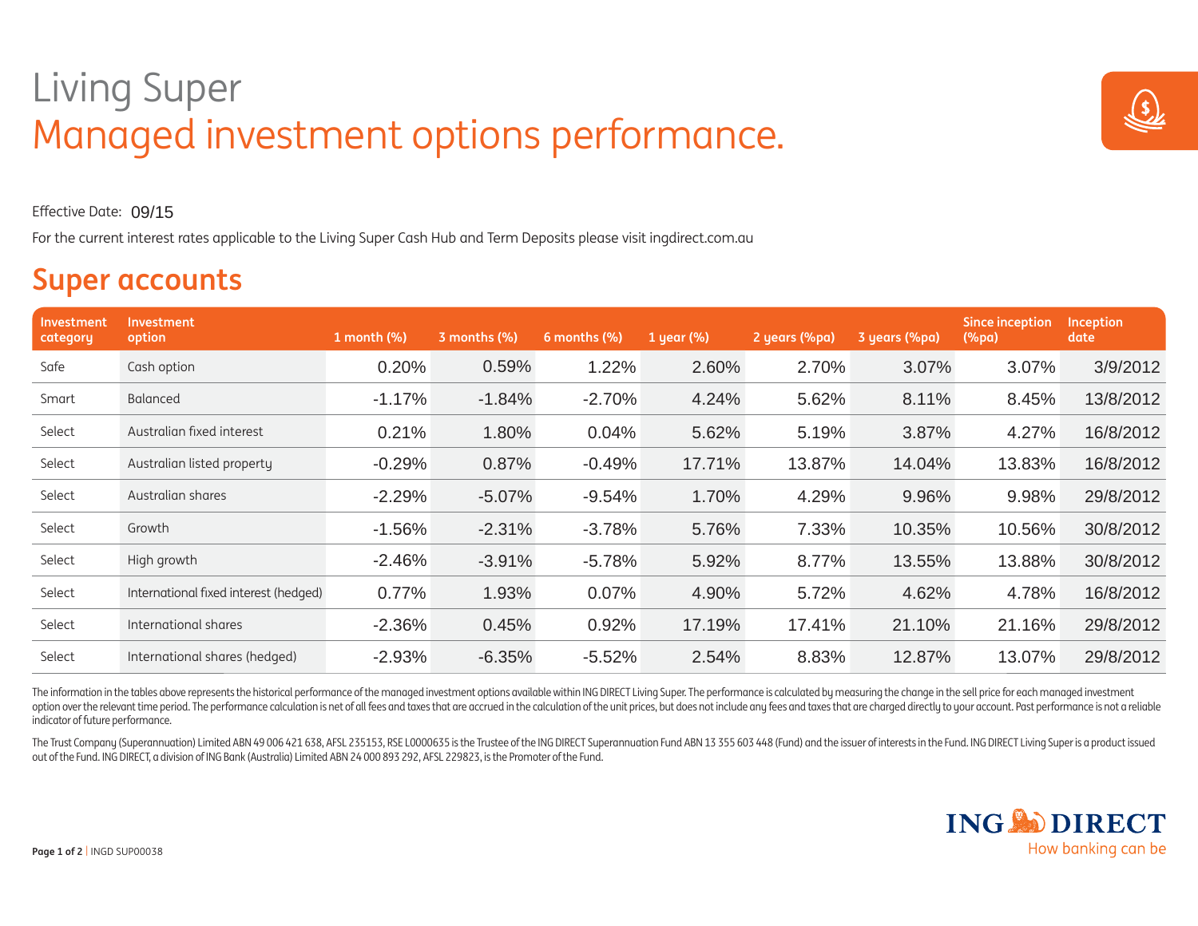# Living Super

# Managed investment options performance.

Effective Date: 09/15

For the current interest rates applicable to the Living Super Cash Hub and Term Deposits please visit ingdirect.com.au

## Super accounts

| Investment category | Investment option | 1 month (%) | 3 months (%) | 6 months (%) | 1 year (%) | 2 years (%pa) | 3 years (%pa) | Since inception (%pa) | Inception date |
|---|---|---|---|---|---|---|---|---|---|
| Safe | Cash option | 0.20% | 0.59% | 1.22% | 2.60% | 2.70% | 3.07% | 3.07% | 3/9/2012 |
| Smart | Balanced | -1.17% | -1.84% | -2.70% | 4.24% | 5.62% | 8.11% | 8.45% | 13/8/2012 |
| Select | Australian fixed interest | 0.21% | 1.80% | 0.04% | 5.62% | 5.19% | 3.87% | 4.27% | 16/8/2012 |
| Select | Australian listed property | -0.29% | 0.87% | -0.49% | 17.71% | 13.87% | 14.04% | 13.83% | 16/8/2012 |
| Select | Australian shares | -2.29% | -5.07% | -9.54% | 1.70% | 4.29% | 9.96% | 9.98% | 29/8/2012 |
| Select | Growth | -1.56% | -2.31% | -3.78% | 5.76% | 7.33% | 10.35% | 10.56% | 30/8/2012 |
| Select | High growth | -2.46% | -3.91% | -5.78% | 5.92% | 8.77% | 13.55% | 13.88% | 30/8/2012 |
| Select | International fixed interest (hedged) | 0.77% | 1.93% | 0.07% | 4.90% | 5.72% | 4.62% | 4.78% | 16/8/2012 |
| Select | International shares | -2.36% | 0.45% | 0.92% | 17.19% | 17.41% | 21.10% | 21.16% | 29/8/2012 |
| Select | International shares (hedged) | -2.93% | -6.35% | -5.52% | 2.54% | 8.83% | 12.87% | 13.07% | 29/8/2012 |

The information in the tables above represents the historical performance of the managed investment options available within ING DIRECT Living Super. The performance is calculated by measuring the change in the sell price for each managed investment option over the relevant time period. The performance calculation is net of all fees and taxes that are accrued in the calculation of the unit prices, but does not include any fees and taxes that are charged directly to your account. Past performance is not a reliable indicator of future performance.

The Trust Company (Superannuation) Limited ABN 49 006 421 638, AFSL 235153, RSE L0000635 is the Trustee of the ING DIRECT Superannuation Fund ABN 13 355 603 448 (Fund) and the issuer of interests in the Fund. ING DIRECT Living Super is a product issued out of the Fund. ING DIRECT, a division of ING Bank (Australia) Limited ABN 24 000 893 292, AFSL 229823, is the Promoter of the Fund.

ING DIRECT
How banking can be

INGD SUP00038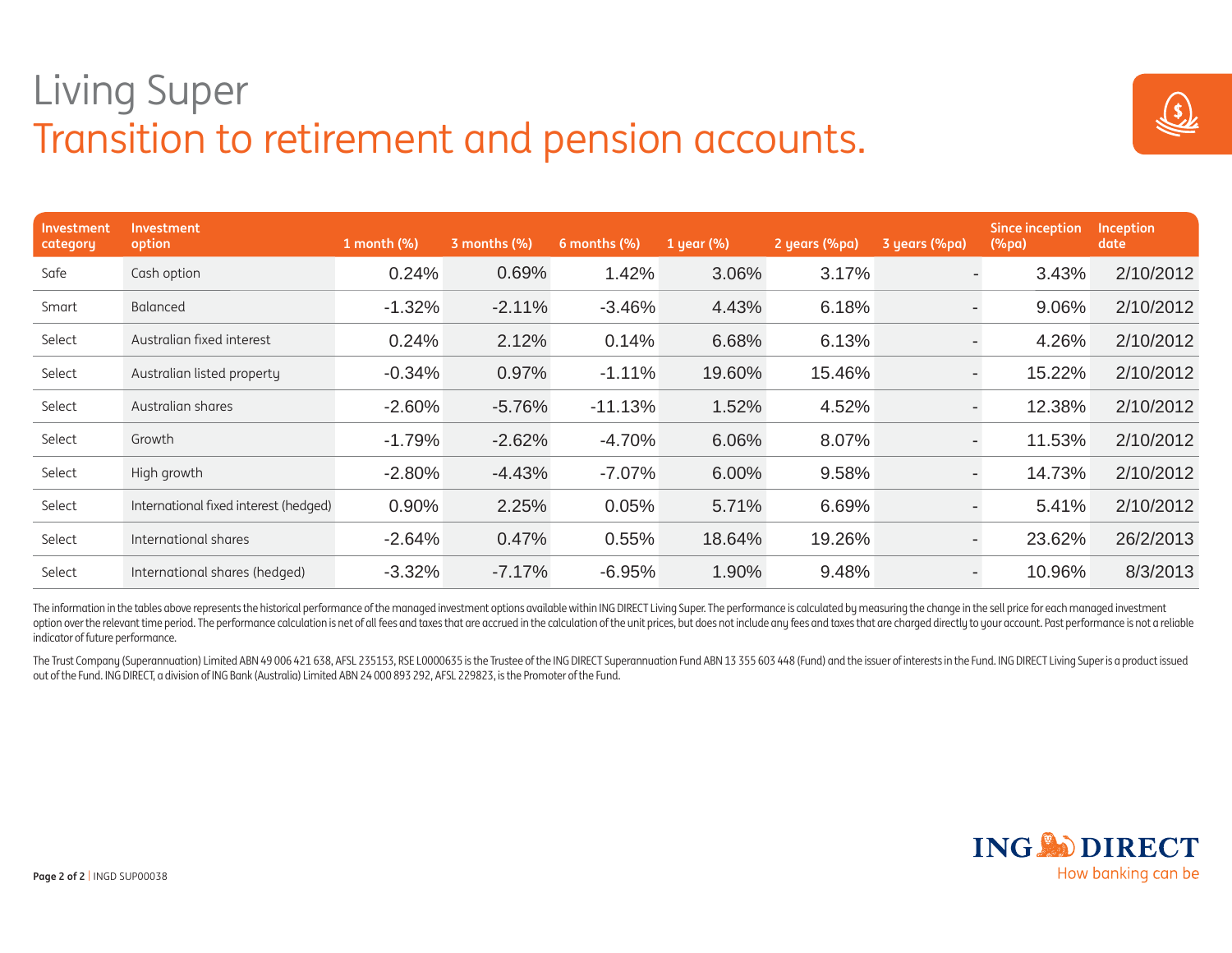# Living Super

## Transition to retirement and pension accounts.

| Investment category | Investment option | 1 month (%) | 3 months (%) | 6 months (%) | 1 year (%) | 2 years (%pa) | 3 years (%pa) | Since inception (%pa) | Inception date |
|---|---|---|---|---|---|---|---|---|---|
| Safe | Cash option | 0.24% | 0.69% | 1.42% | 3.06% | 3.17% | - | 3.43% | 2/10/2012 |
| Smart | Balanced | -1.32% | -2.11% | -3.46% | 4.43% | 6.18% | - | 9.06% | 2/10/2012 |
| Select | Australian fixed interest | 0.24% | 2.12% | 0.14% | 6.68% | 6.13% | - | 4.26% | 2/10/2012 |
| Select | Australian listed property | -0.34% | 0.97% | -1.11% | 19.60% | 15.46% | - | 15.22% | 2/10/2012 |
| Select | Australian shares | -2.60% | -5.76% | -11.13% | 1.52% | 4.52% | - | 12.38% | 2/10/2012 |
| Select | Growth | -1.79% | -2.62% | -4.70% | 6.06% | 8.07% | - | 11.53% | 2/10/2012 |
| Select | High growth | -2.80% | -4.43% | -7.07% | 6.00% | 9.58% | - | 14.73% | 2/10/2012 |
| Select | International fixed interest (hedged) | 0.90% | 2.25% | 0.05% | 5.71% | 6.69% | - | 5.41% | 2/10/2012 |
| Select | International shares | -2.64% | 0.47% | 0.55% | 18.64% | 19.26% | - | 23.62% | 26/2/2013 |
| Select | International shares (hedged) | -3.32% | -7.17% | -6.95% | 1.90% | 9.48% | - | 10.96% | 8/3/2013 |

The information in the tables above represents the historical performance of the managed investment options available within ING DIRECT Living Super. The performance is calculated by measuring the change in the sell price for each managed investment option over the relevant time period. The performance calculation is net of all fees and taxes that are accrued in the calculation of the unit prices, but does not include any fees and taxes that are charged directly to your account. Past performance is not a reliable indicator of future performance.

The Trust Company (Superannuation) Limited ABN 49 006 421 638, AFSL 235153, RSE L0000635 is the Trustee of the ING DIRECT Superannuation Fund ABN 13 355 603 448 (Fund) and the issuer of interests in the Fund. ING DIRECT Living Super is a product issued out of the Fund. ING DIRECT, a division of ING Bank (Australia) Limited ABN 24 000 893 292, AFSL 229823, is the Promoter of the Fund.

ING DIRECT
How banking can be

INGD SUP00038